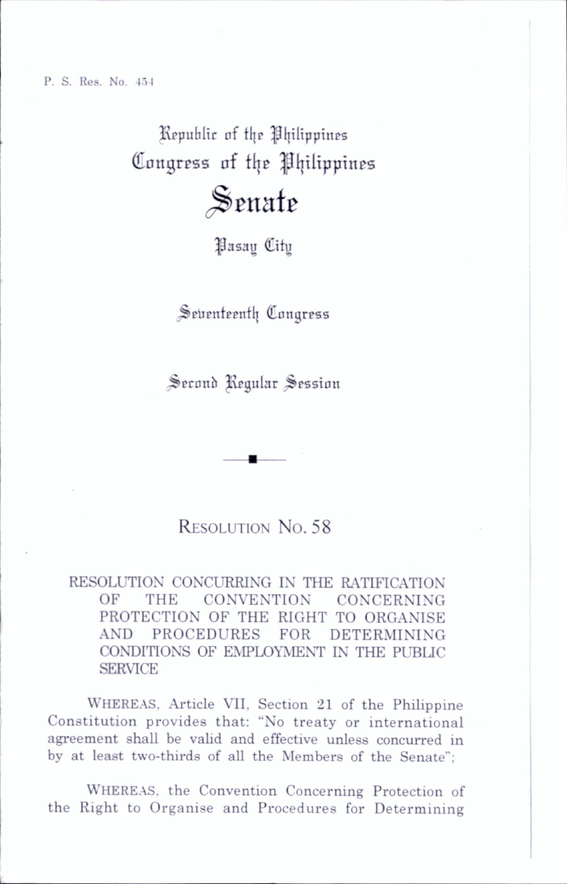P. S. Res. No. 454

Republic of the Philippines
Congress of the Philippines

# Senate

Pasay City

Seventeenth Congress

Second Regular Session

## RESOLUTION No. 58

RESOLUTION CONCURRING IN THE RATIFICATION OF THE CONVENTION CONCERNING PROTECTION OF THE RIGHT TO ORGANISE AND PROCEDURES FOR DETERMINING CONDITIONS OF EMPLOYMENT IN THE PUBLIC SERVICE

WHEREAS, Article VII, Section 21 of the Philippine Constitution provides that: "No treaty or international agreement shall be valid and effective unless concurred in by at least two-thirds of all the Members of the Senate";

WHEREAS, the Convention Concerning Protection of the Right to Organise and Procedures for Determining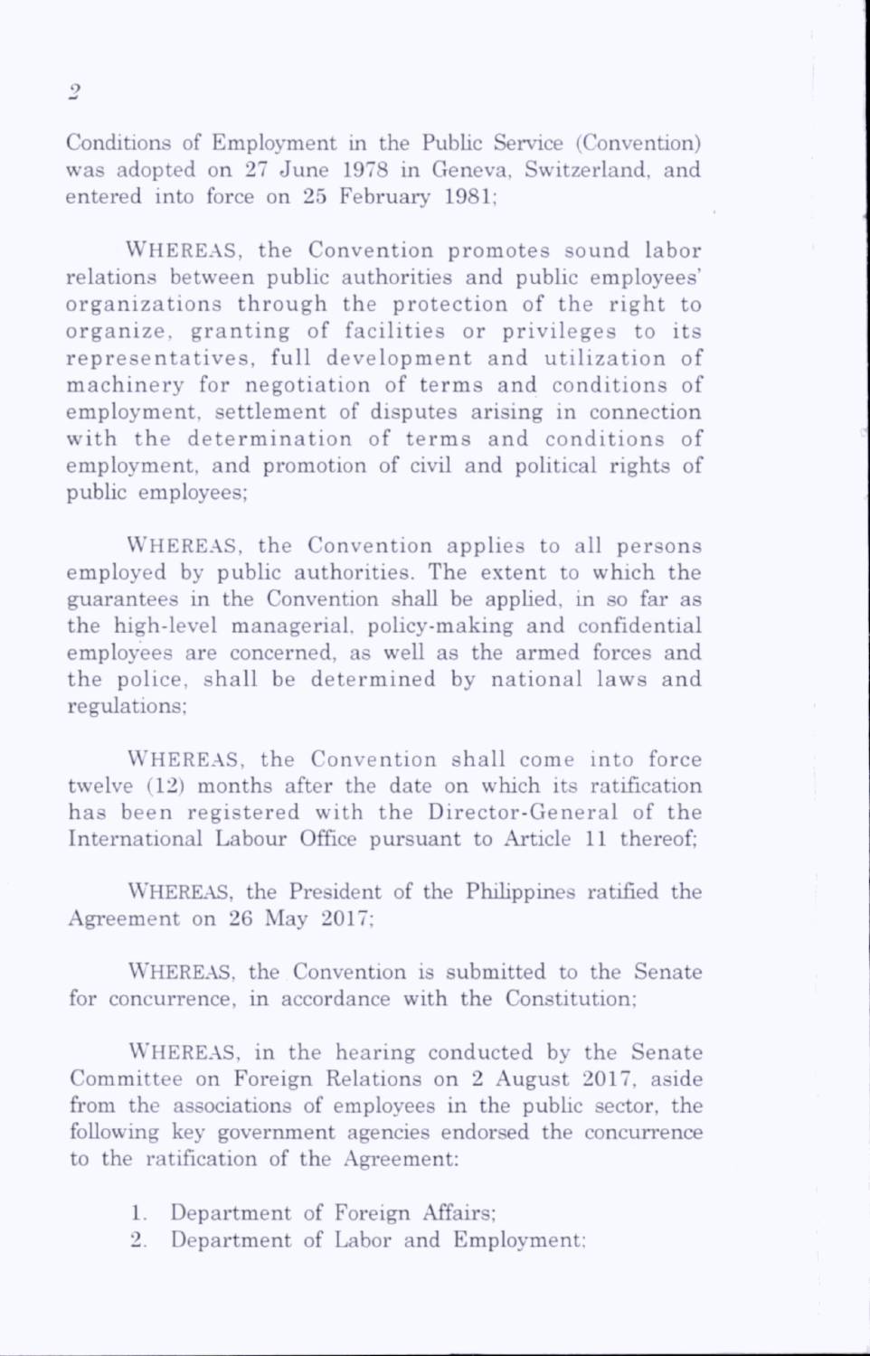Conditions of Employment in the Public Service (Convention) was adopted on 27 June 1978 in Geneva, Switzerland, and entered into force on 25 February 1981;

WHEREAS, the Convention promotes sound labor relations between public authorities and public employees' organizations through the protection of the right to organize, granting of facilities or privileges to its representatives, full development and utilization of machinery for negotiation of terms and conditions of employment, settlement of disputes arising in connection with the determination of terms and conditions of employment, and promotion of civil and political rights of public employees;

WHEREAS, the Convention applies to all persons employed by public authorities. The extent to which the guarantees in the Convention shall be applied, in so far as the high-level managerial, policy-making and confidential employees are concerned, as well as the armed forces and the police, shall be determined by national laws and regulations;

WHEREAS, the Convention shall come into force twelve (12) months after the date on which its ratification has been registered with the Director-General of the International Labour Office pursuant to Article 11 thereof;

WHEREAS, the President of the Philippines ratified the Agreement on 26 May 2017;

WHEREAS, the Convention is submitted to the Senate for concurrence, in accordance with the Constitution;

WHEREAS, in the hearing conducted by the Senate Committee on Foreign Relations on 2 August 2017, aside from the associations of employees in the public sector, the following key government agencies endorsed the concurrence to the ratification of the Agreement:

1. Department of Foreign Affairs;
2. Department of Labor and Employment;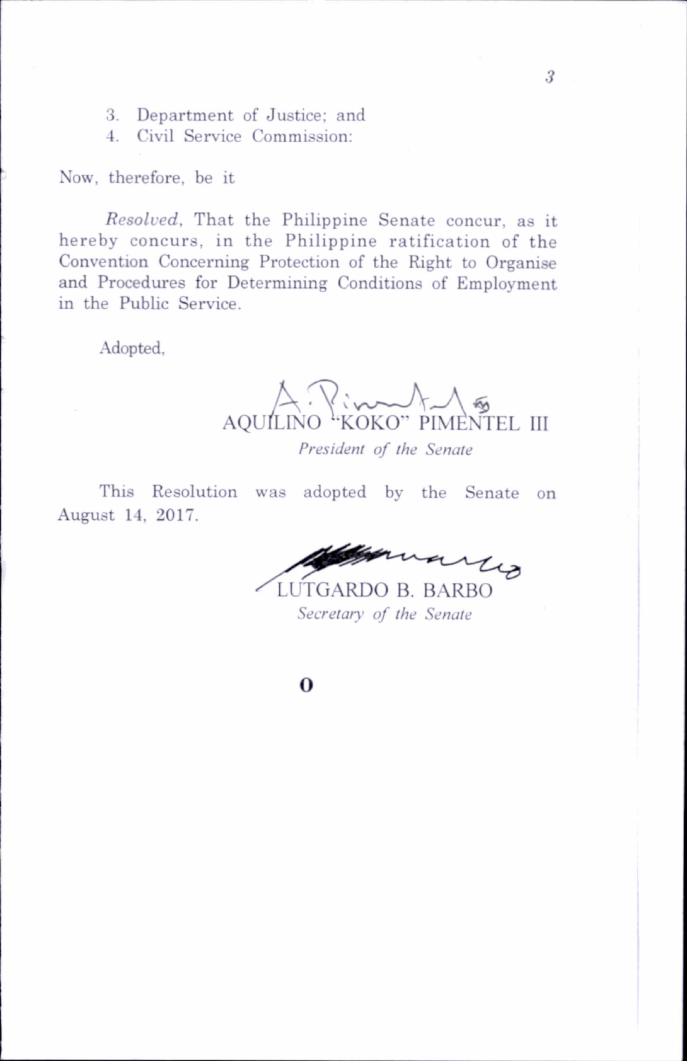3. Department of Justice; and
4. Civil Service Commission:

Now, therefore, be it

*Resolved*, That the Philippine Senate concur, as it hereby concurs, in the Philippine ratification of the Convention Concerning Protection of the Right to Organise and Procedures for Determining Conditions of Employment in the Public Service.

Adopted,

AQUILINO "KOKO" PIMENTEL III
*President of the Senate*

This Resolution was adopted by the Senate on August 14, 2017.

LUTGARDO B. BARBO
*Secretary of the Senate*

O